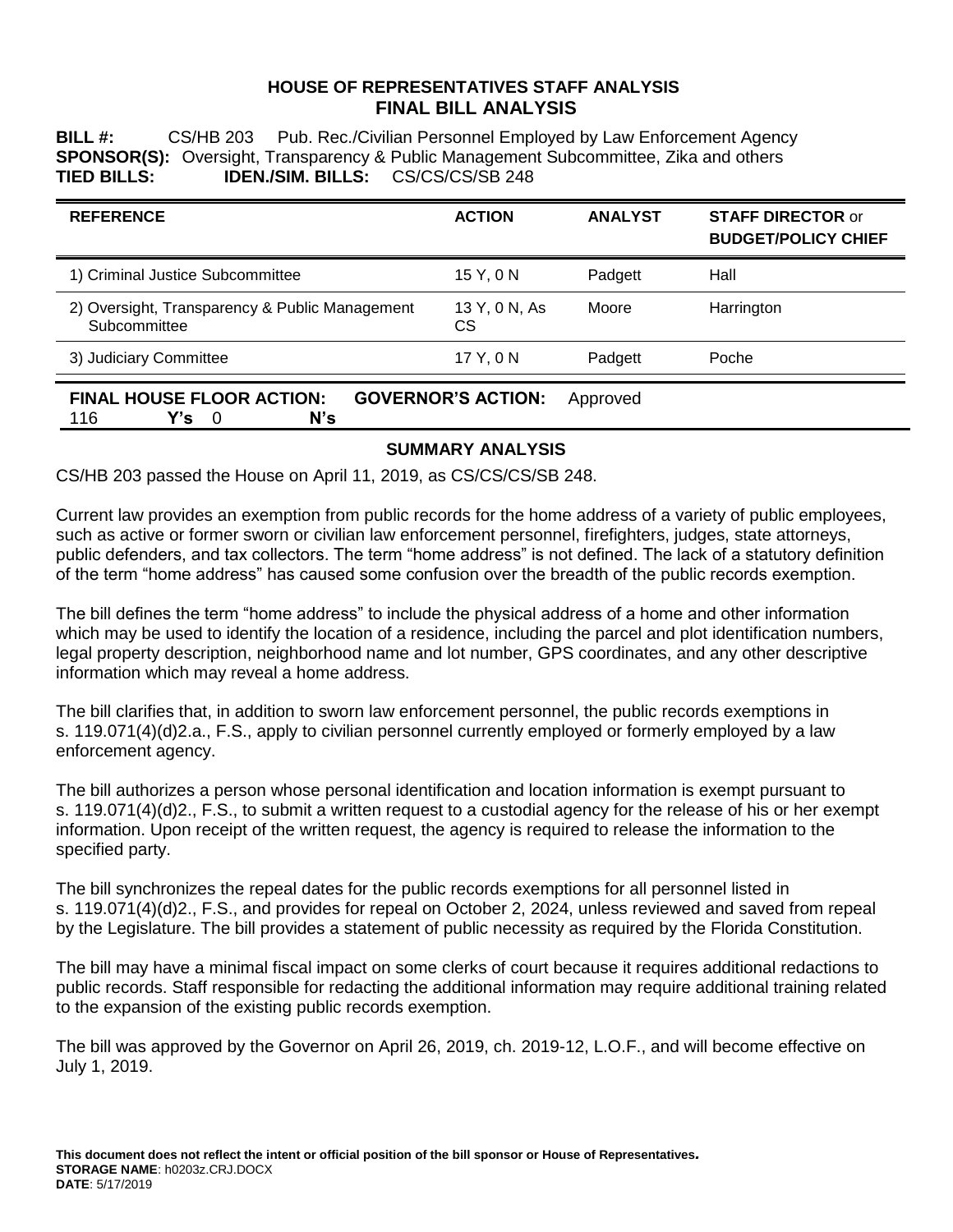# HOUSE OF REPRESENTATIVES STAFF ANALYSIS
# FINAL BILL ANALYSIS

**BILL #:** CS/HB 203 Pub. Rec./Civilian Personnel Employed by Law Enforcement Agency
**SPONSOR(S):** Oversight, Transparency & Public Management Subcommittee, Zika and others
**TIED BILLS:** **IDEN./SIM. BILLS:** CS/CS/CS/SB 248

| REFERENCE | ACTION | ANALYST | STAFF DIRECTOR or BUDGET/POLICY CHIEF |
|---|---|---|---|
| 1) Criminal Justice Subcommittee | 15 Y, 0 N | Padgett | Hall |
| 2) Oversight, Transparency & Public Management Subcommittee | 13 Y, 0 N, As CS | Moore | Harrington |
| 3) Judiciary Committee | 17 Y, 0 N | Padgett | Poche |

**FINAL HOUSE FLOOR ACTION:** 116 **Y's** 0 **N's** **GOVERNOR'S ACTION:** Approved

## SUMMARY ANALYSIS

CS/HB 203 passed the House on April 11, 2019, as CS/CS/CS/SB 248.

Current law provides an exemption from public records for the home address of a variety of public employees, such as active or former sworn or civilian law enforcement personnel, firefighters, judges, state attorneys, public defenders, and tax collectors. The term "home address" is not defined. The lack of a statutory definition of the term "home address" has caused some confusion over the breadth of the public records exemption.

The bill defines the term "home address" to include the physical address of a home and other information which may be used to identify the location of a residence, including the parcel and plot identification numbers, legal property description, neighborhood name and lot number, GPS coordinates, and any other descriptive information which may reveal a home address.

The bill clarifies that, in addition to sworn law enforcement personnel, the public records exemptions in s. 119.071(4)(d)2.a., F.S., apply to civilian personnel currently employed or formerly employed by a law enforcement agency.

The bill authorizes a person whose personal identification and location information is exempt pursuant to s. 119.071(4)(d)2., F.S., to submit a written request to a custodial agency for the release of his or her exempt information. Upon receipt of the written request, the agency is required to release the information to the specified party.

The bill synchronizes the repeal dates for the public records exemptions for all personnel listed in s. 119.071(4)(d)2., F.S., and provides for repeal on October 2, 2024, unless reviewed and saved from repeal by the Legislature. The bill provides a statement of public necessity as required by the Florida Constitution.

The bill may have a minimal fiscal impact on some clerks of court because it requires additional redactions to public records. Staff responsible for redacting the additional information may require additional training related to the expansion of the existing public records exemption.

The bill was approved by the Governor on April 26, 2019, ch. 2019-12, L.O.F., and will become effective on July 1, 2019.

**This document does not reflect the intent or official position of the bill sponsor or House of Representatives.**
**STORAGE NAME**: h0203z.CRJ.DOCX
**DATE**: 5/17/2019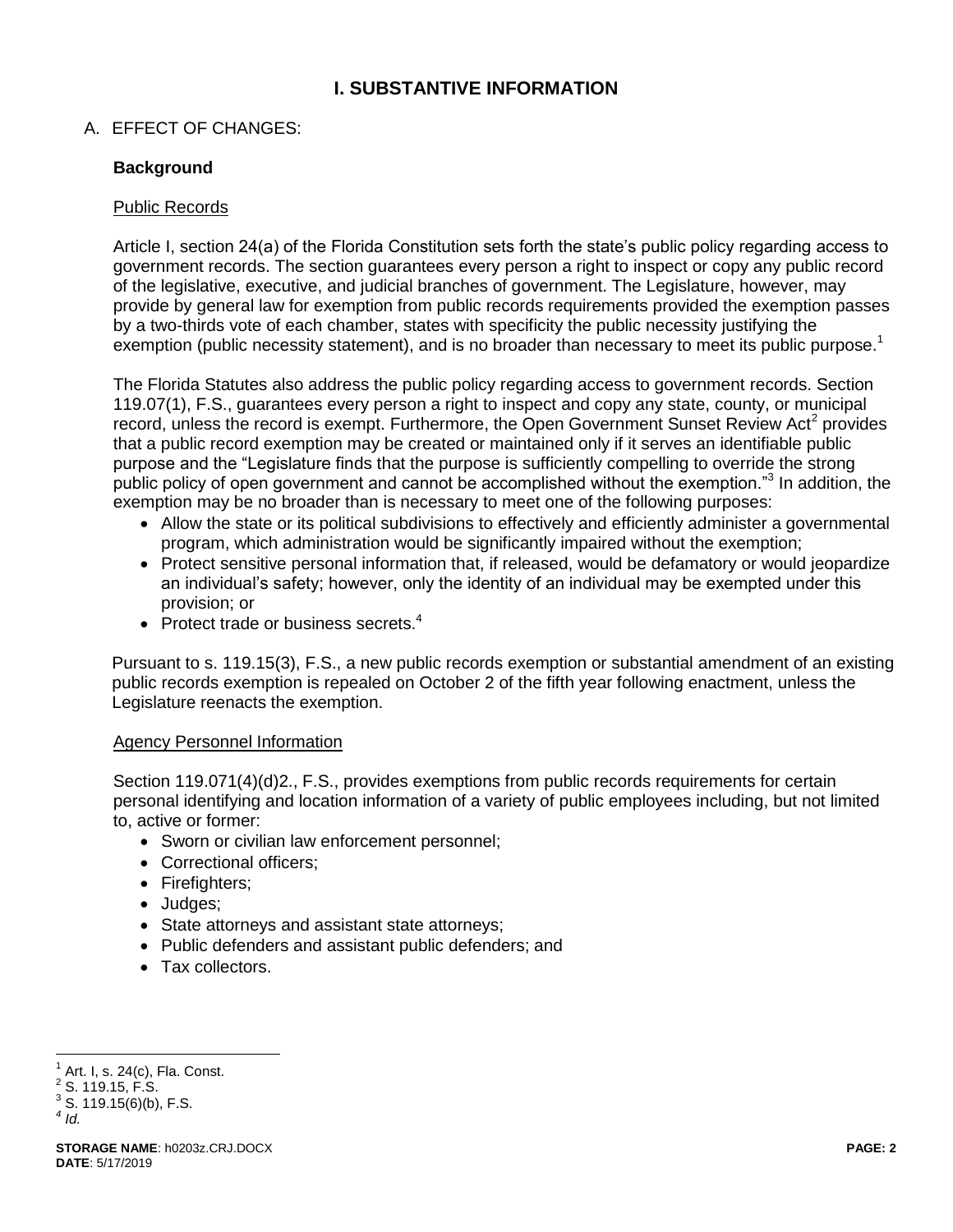# I. SUBSTANTIVE INFORMATION

## A. EFFECT OF CHANGES:

### Background

#### Public Records

Article I, section 24(a) of the Florida Constitution sets forth the state's public policy regarding access to government records. The section guarantees every person a right to inspect or copy any public record of the legislative, executive, and judicial branches of government. The Legislature, however, may provide by general law for exemption from public records requirements provided the exemption passes by a two-thirds vote of each chamber, states with specificity the public necessity justifying the exemption (public necessity statement), and is no broader than necessary to meet its public purpose.[1]

The Florida Statutes also address the public policy regarding access to government records. Section 119.07(1), F.S., guarantees every person a right to inspect and copy any state, county, or municipal record, unless the record is exempt. Furthermore, the Open Government Sunset Review Act[2] provides that a public record exemption may be created or maintained only if it serves an identifiable public purpose and the "Legislature finds that the purpose is sufficiently compelling to override the strong public policy of open government and cannot be accomplished without the exemption."[3] In addition, the exemption may be no broader than is necessary to meet one of the following purposes:

- Allow the state or its political subdivisions to effectively and efficiently administer a governmental program, which administration would be significantly impaired without the exemption;
- Protect sensitive personal information that, if released, would be defamatory or would jeopardize an individual's safety; however, only the identity of an individual may be exempted under this provision; or
- Protect trade or business secrets.[4]

Pursuant to s. 119.15(3), F.S., a new public records exemption or substantial amendment of an existing public records exemption is repealed on October 2 of the fifth year following enactment, unless the Legislature reenacts the exemption.

#### Agency Personnel Information

Section 119.071(4)(d)2., F.S., provides exemptions from public records requirements for certain personal identifying and location information of a variety of public employees including, but not limited to, active or former:

- Sworn or civilian law enforcement personnel;
- Correctional officers;
- Firefighters;
- Judges;
- State attorneys and assistant state attorneys;
- Public defenders and assistant public defenders; and
- Tax collectors.

---

[1] Art. I, s. 24(c), Fla. Const.
[2] S. 119.15, F.S.
[3] S. 119.15(6)(b), F.S.
[4] *Id.*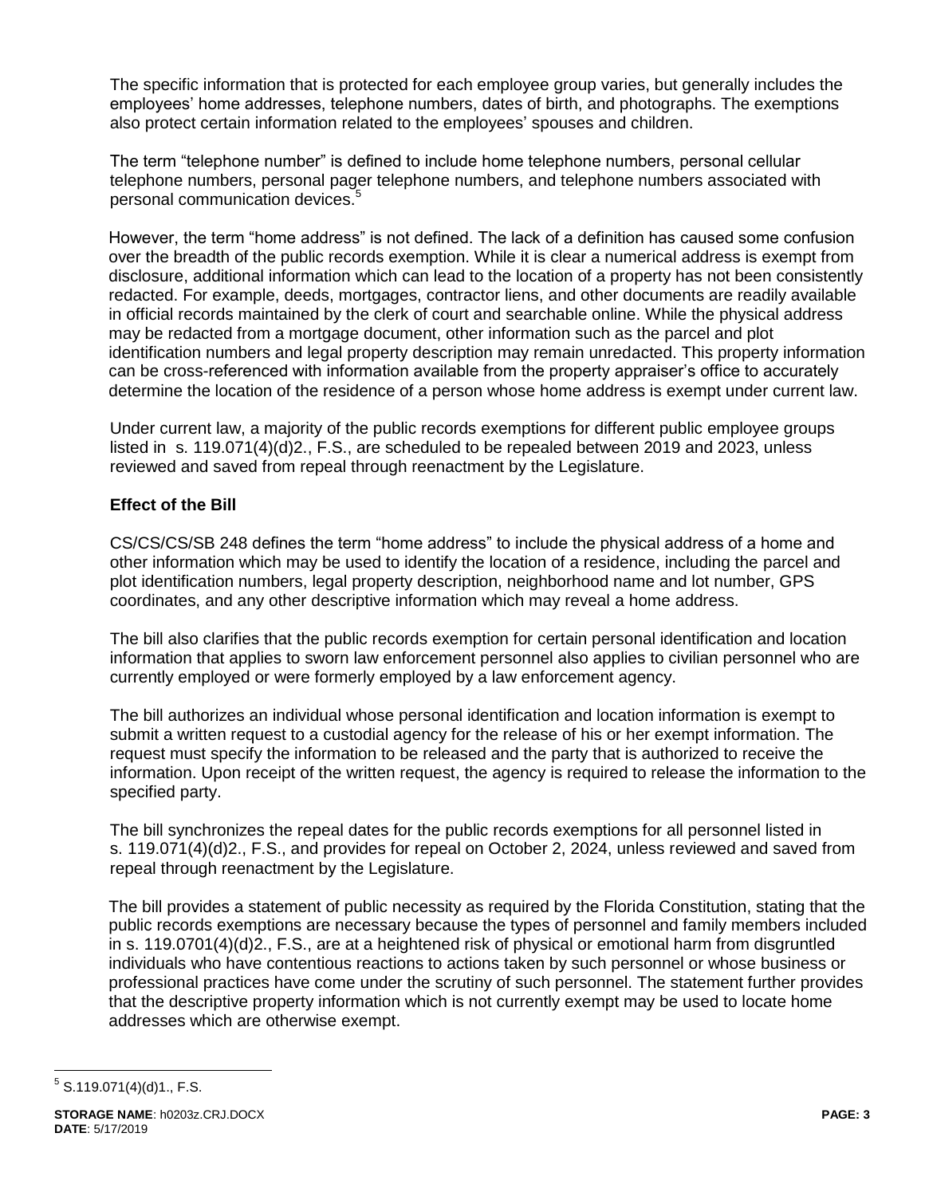The specific information that is protected for each employee group varies, but generally includes the employees' home addresses, telephone numbers, dates of birth, and photographs. The exemptions also protect certain information related to the employees' spouses and children.

The term "telephone number" is defined to include home telephone numbers, personal cellular telephone numbers, personal pager telephone numbers, and telephone numbers associated with personal communication devices.[5]

However, the term "home address" is not defined. The lack of a definition has caused some confusion over the breadth of the public records exemption. While it is clear a numerical address is exempt from disclosure, additional information which can lead to the location of a property has not been consistently redacted. For example, deeds, mortgages, contractor liens, and other documents are readily available in official records maintained by the clerk of court and searchable online. While the physical address may be redacted from a mortgage document, other information such as the parcel and plot identification numbers and legal property description may remain unredacted. This property information can be cross-referenced with information available from the property appraiser's office to accurately determine the location of the residence of a person whose home address is exempt under current law.

Under current law, a majority of the public records exemptions for different public employee groups listed in s. 119.071(4)(d)2., F.S., are scheduled to be repealed between 2019 and 2023, unless reviewed and saved from repeal through reenactment by the Legislature.

### Effect of the Bill

CS/CS/CS/SB 248 defines the term "home address" to include the physical address of a home and other information which may be used to identify the location of a residence, including the parcel and plot identification numbers, legal property description, neighborhood name and lot number, GPS coordinates, and any other descriptive information which may reveal a home address.

The bill also clarifies that the public records exemption for certain personal identification and location information that applies to sworn law enforcement personnel also applies to civilian personnel who are currently employed or were formerly employed by a law enforcement agency.

The bill authorizes an individual whose personal identification and location information is exempt to submit a written request to a custodial agency for the release of his or her exempt information. The request must specify the information to be released and the party that is authorized to receive the information. Upon receipt of the written request, the agency is required to release the information to the specified party.

The bill synchronizes the repeal dates for the public records exemptions for all personnel listed in s. 119.071(4)(d)2., F.S., and provides for repeal on October 2, 2024, unless reviewed and saved from repeal through reenactment by the Legislature.

The bill provides a statement of public necessity as required by the Florida Constitution, stating that the public records exemptions are necessary because the types of personnel and family members included in s. 119.0701(4)(d)2., F.S., are at a heightened risk of physical or emotional harm from disgruntled individuals who have contentious reactions to actions taken by such personnel or whose business or professional practices have come under the scrutiny of such personnel. The statement further provides that the descriptive property information which is not currently exempt may be used to locate home addresses which are otherwise exempt.

---

[5] S.119.071(4)(d)1., F.S.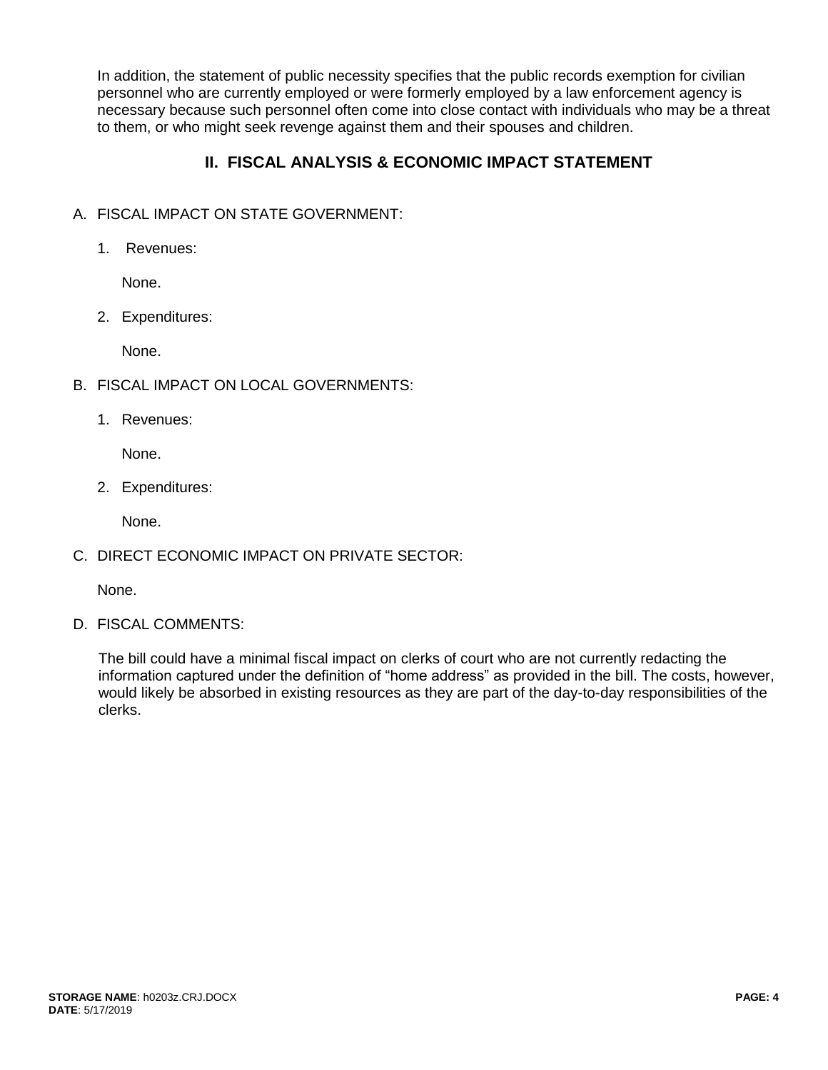In addition, the statement of public necessity specifies that the public records exemption for civilian personnel who are currently employed or were formerly employed by a law enforcement agency is necessary because such personnel often come into close contact with individuals who may be a threat to them, or who might seek revenge against them and their spouses and children.

## II. FISCAL ANALYSIS & ECONOMIC IMPACT STATEMENT

A. FISCAL IMPACT ON STATE GOVERNMENT:

1. Revenues:

   None.

2. Expenditures:

   None.

B. FISCAL IMPACT ON LOCAL GOVERNMENTS:

1. Revenues:

   None.

2. Expenditures:

   None.

C. DIRECT ECONOMIC IMPACT ON PRIVATE SECTOR:

None.

D. FISCAL COMMENTS:

The bill could have a minimal fiscal impact on clerks of court who are not currently redacting the information captured under the definition of "home address" as provided in the bill. The costs, however, would likely be absorbed in existing resources as they are part of the day-to-day responsibilities of the clerks.